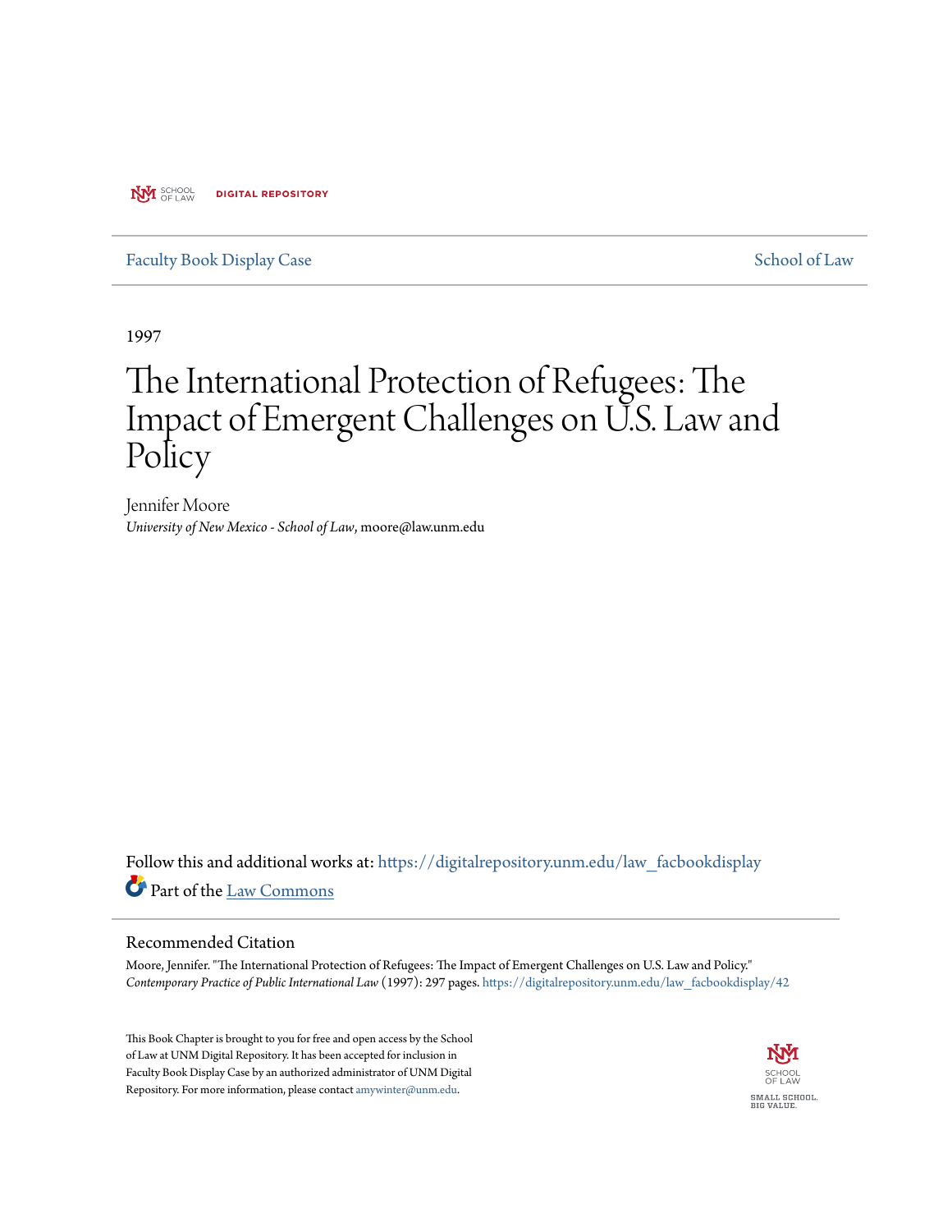UNM SCHOOL OF LAW DIGITAL REPOSITORY

Faculty Book Display Case School of Law

1997

# The International Protection of Refugees: The Impact of Emergent Challenges on U.S. Law and Policy

Jennifer Moore
*University of New Mexico - School of Law*, moore@law.unm.edu

Follow this and additional works at: https://digitalrepository.unm.edu/law_facbookdisplay

Part of the Law Commons

## Recommended Citation

Moore, Jennifer. "The International Protection of Refugees: The Impact of Emergent Challenges on U.S. Law and Policy." *Contemporary Practice of Public International Law* (1997): 297 pages. https://digitalrepository.unm.edu/law_facbookdisplay/42

This Book Chapter is brought to you for free and open access by the School of Law at UNM Digital Repository. It has been accepted for inclusion in Faculty Book Display Case by an authorized administrator of UNM Digital Repository. For more information, please contact amywinter@unm.edu.

SCHOOL OF LAW
SMALL SCHOOL. BIG VALUE.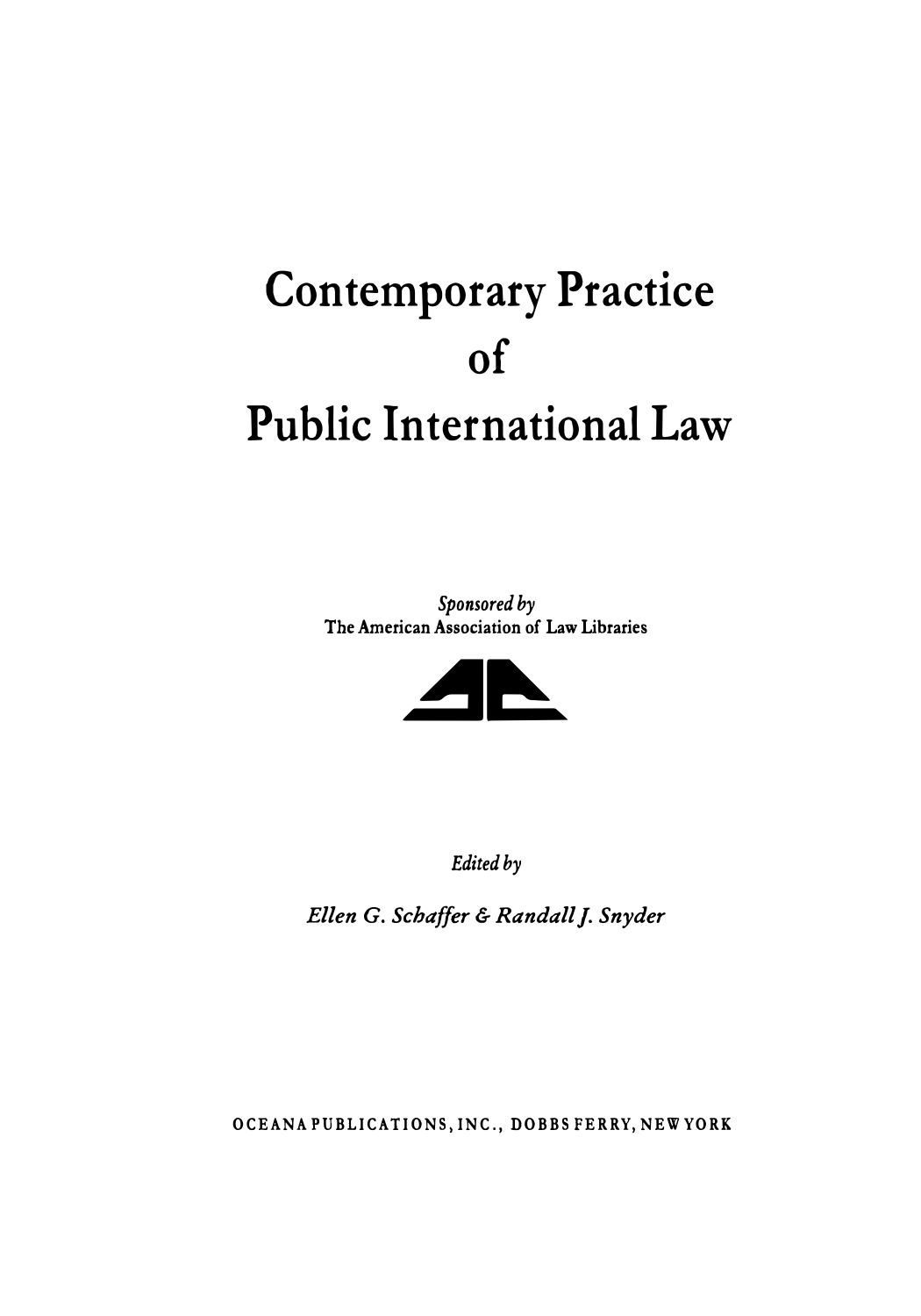# Contemporary Practice of Public International Law

*Sponsored by*
The American Association of Law Libraries

*Edited by*

*Ellen G. Schaffer & Randall J. Snyder*

OCEANA PUBLICATIONS, INC., DOBBS FERRY, NEW YORK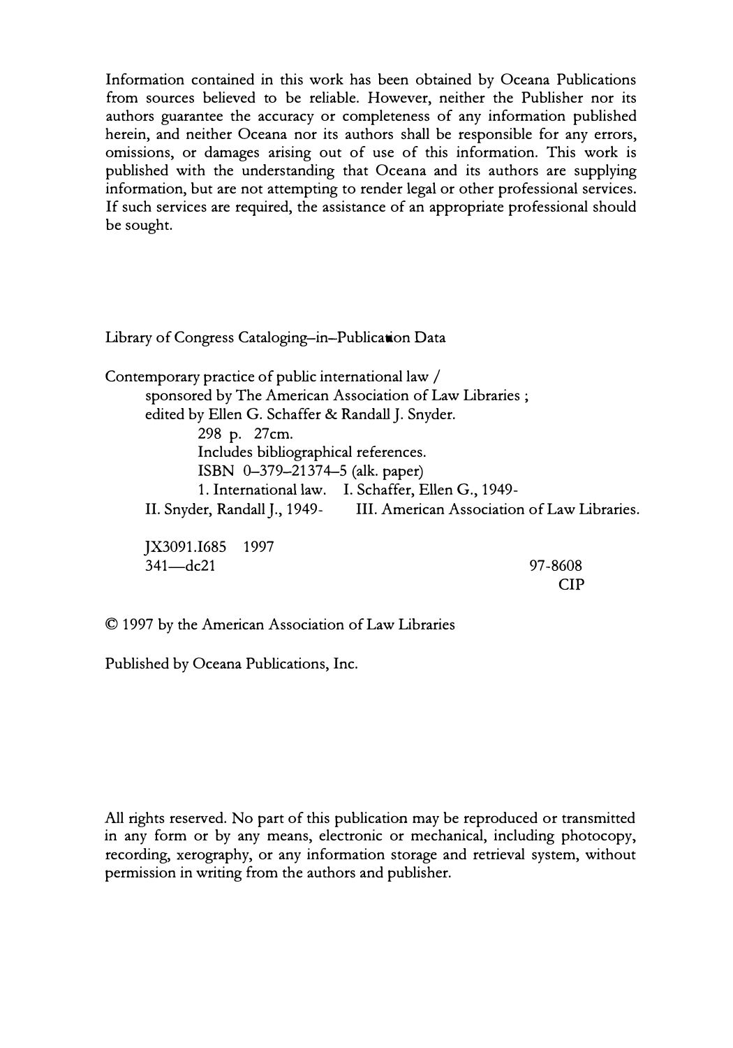Information contained in this work has been obtained by Oceana Publications from sources believed to be reliable. However, neither the Publisher nor its authors guarantee the accuracy or completeness of any information published herein, and neither Oceana nor its authors shall be responsible for any errors, omissions, or damages arising out of use of this information. This work is published with the understanding that Oceana and its authors are supplying information, but are not attempting to render legal or other professional services. If such services are required, the assistance of an appropriate professional should be sought.

Library of Congress Cataloging–in–Publication Data

Contemporary practice of public international law /
sponsored by The American Association of Law Libraries ;
edited by Ellen G. Schaffer & Randall J. Snyder.
298 p. 27cm.
Includes bibliographical references.
ISBN 0–379–21374–5 (alk. paper)
1. International law. I. Schaffer, Ellen G., 1949-
II. Snyder, Randall J., 1949- III. American Association of Law Libraries.

JX3091.I685 1997
341—dc21 97-8608
CIP

© 1997 by the American Association of Law Libraries

Published by Oceana Publications, Inc.

All rights reserved. No part of this publication may be reproduced or transmitted in any form or by any means, electronic or mechanical, including photocopy, recording, xerography, or any information storage and retrieval system, without permission in writing from the authors and publisher.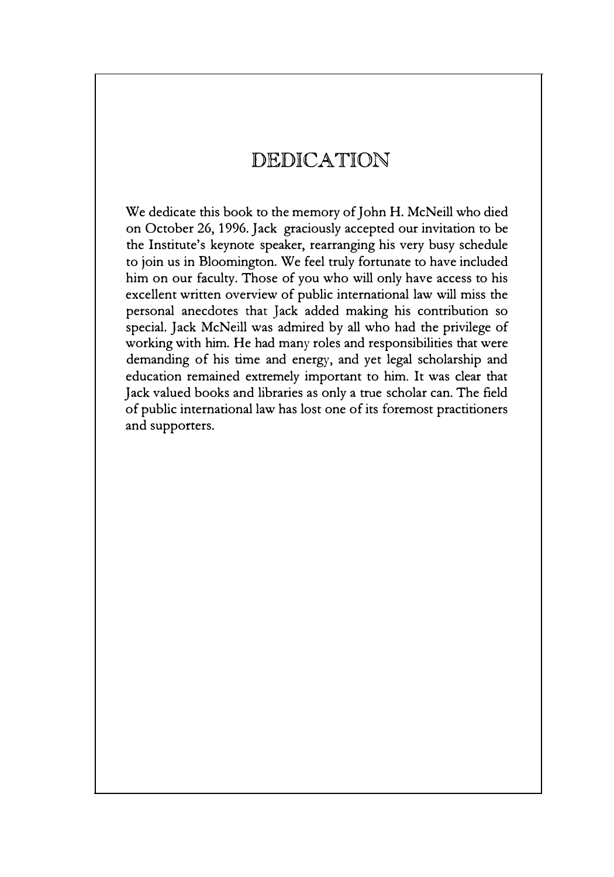# DEDICATION

We dedicate this book to the memory of John H. McNeill who died on October 26, 1996. Jack graciously accepted our invitation to be the Institute's keynote speaker, rearranging his very busy schedule to join us in Bloomington. We feel truly fortunate to have included him on our faculty. Those of you who will only have access to his excellent written overview of public international law will miss the personal anecdotes that Jack added making his contribution so special. Jack McNeill was admired by all who had the privilege of working with him. He had many roles and responsibilities that were demanding of his time and energy, and yet legal scholarship and education remained extremely important to him. It was clear that Jack valued books and libraries as only a true scholar can. The field of public international law has lost one of its foremost practitioners and supporters.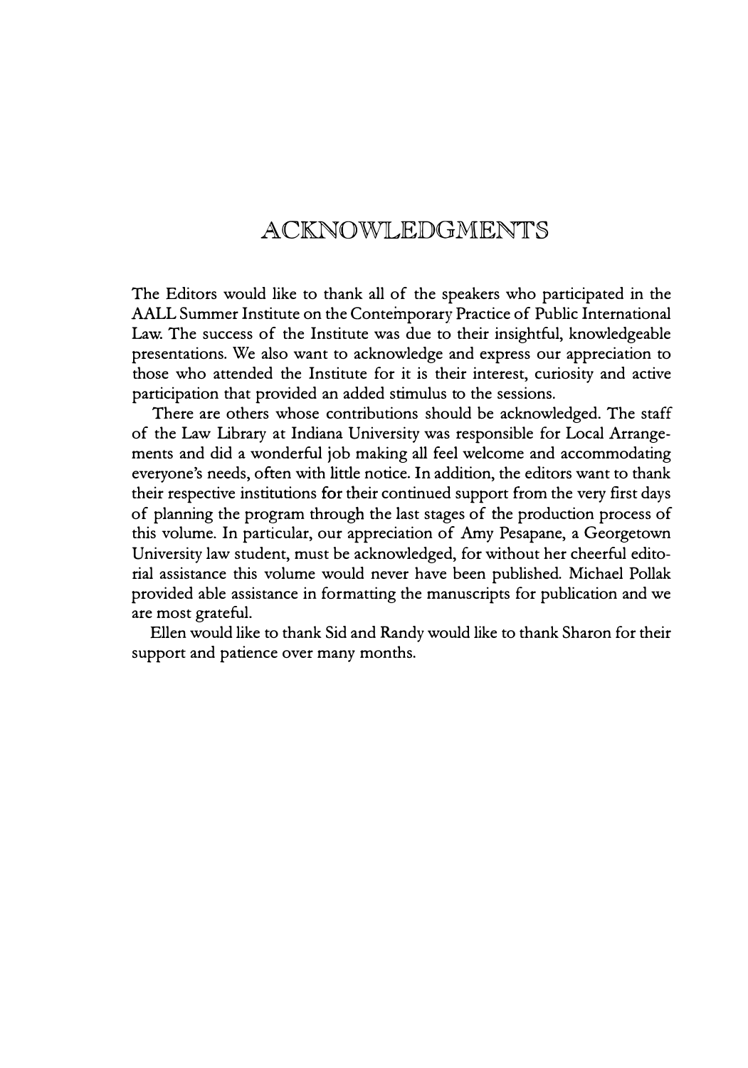# ACKNOWLEDGMENTS

The Editors would like to thank all of the speakers who participated in the AALL Summer Institute on the Contemporary Practice of Public International Law. The success of the Institute was due to their insightful, knowledgeable presentations. We also want to acknowledge and express our appreciation to those who attended the Institute for it is their interest, curiosity and active participation that provided an added stimulus to the sessions.

There are others whose contributions should be acknowledged. The staff of the Law Library at Indiana University was responsible for Local Arrangements and did a wonderful job making all feel welcome and accommodating everyone's needs, often with little notice. In addition, the editors want to thank their respective institutions for their continued support from the very first days of planning the program through the last stages of the production process of this volume. In particular, our appreciation of Amy Pesapane, a Georgetown University law student, must be acknowledged, for without her cheerful editorial assistance this volume would never have been published. Michael Pollak provided able assistance in formatting the manuscripts for publication and we are most grateful.

Ellen would like to thank Sid and Randy would like to thank Sharon for their support and patience over many months.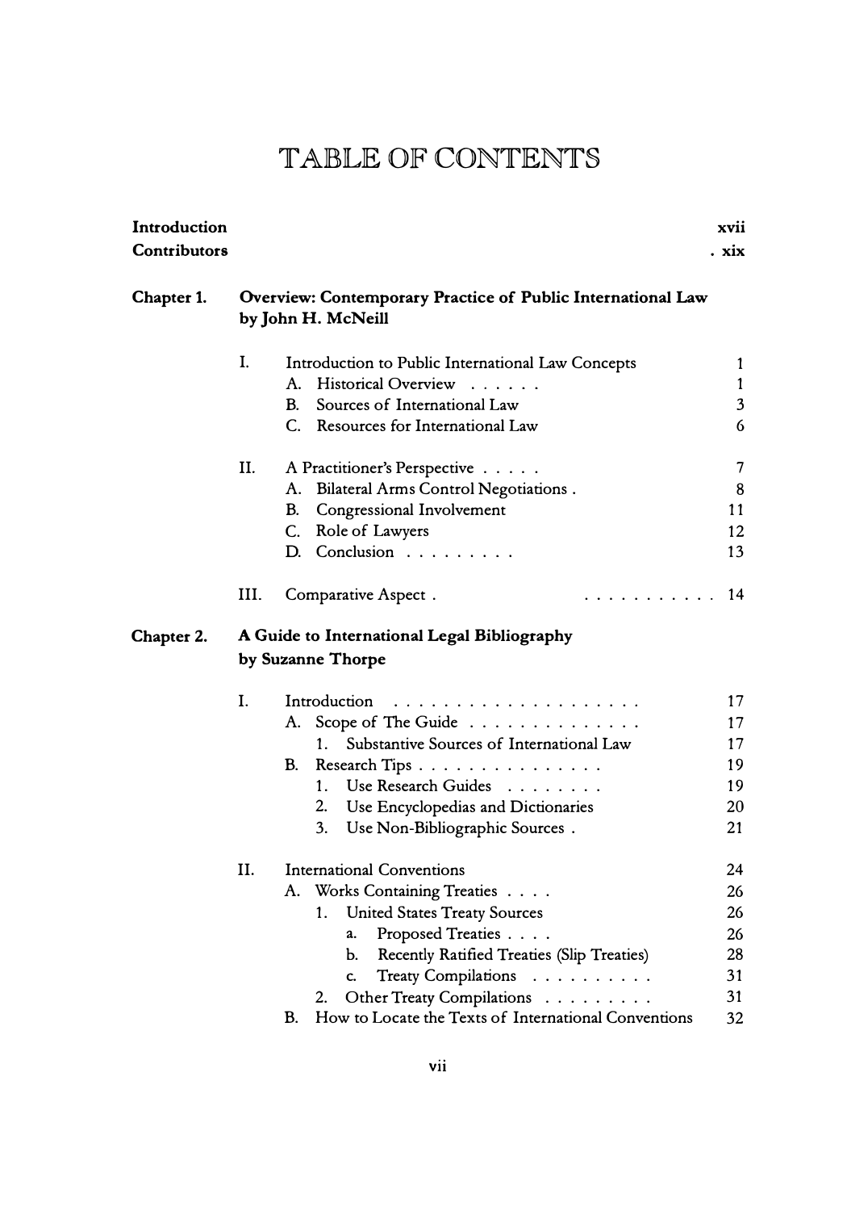# TABLE OF CONTENTS

| | | |
|---|---|---|
| **Introduction** | | xvii |
| **Contributors** | | xix |
| **Chapter 1.** | **Overview: Contemporary Practice of Public International Law by John H. McNeill** | |
| | I. Introduction to Public International Law Concepts | 1 |
| | A. Historical Overview | 1 |
| | B. Sources of International Law | 3 |
| | C. Resources for International Law | 6 |
| | II. A Practitioner's Perspective | 7 |
| | A. Bilateral Arms Control Negotiations | 8 |
| | B. Congressional Involvement | 11 |
| | C. Role of Lawyers | 12 |
| | D. Conclusion | 13 |
| | III. Comparative Aspect | 14 |
| **Chapter 2.** | **A Guide to International Legal Bibliography by Suzanne Thorpe** | |
| | I. Introduction | 17 |
| | A. Scope of The Guide | 17 |
| | 1. Substantive Sources of International Law | 17 |
| | B. Research Tips | 19 |
| | 1. Use Research Guides | 19 |
| | 2. Use Encyclopedias and Dictionaries | 20 |
| | 3. Use Non-Bibliographic Sources | 21 |
| | II. International Conventions | 24 |
| | A. Works Containing Treaties | 26 |
| | 1. United States Treaty Sources | 26 |
| | a. Proposed Treaties | 26 |
| | b. Recently Ratified Treaties (Slip Treaties) | 28 |
| | c. Treaty Compilations | 31 |
| | 2. Other Treaty Compilations | 31 |
| | B. How to Locate the Texts of International Conventions | 32 |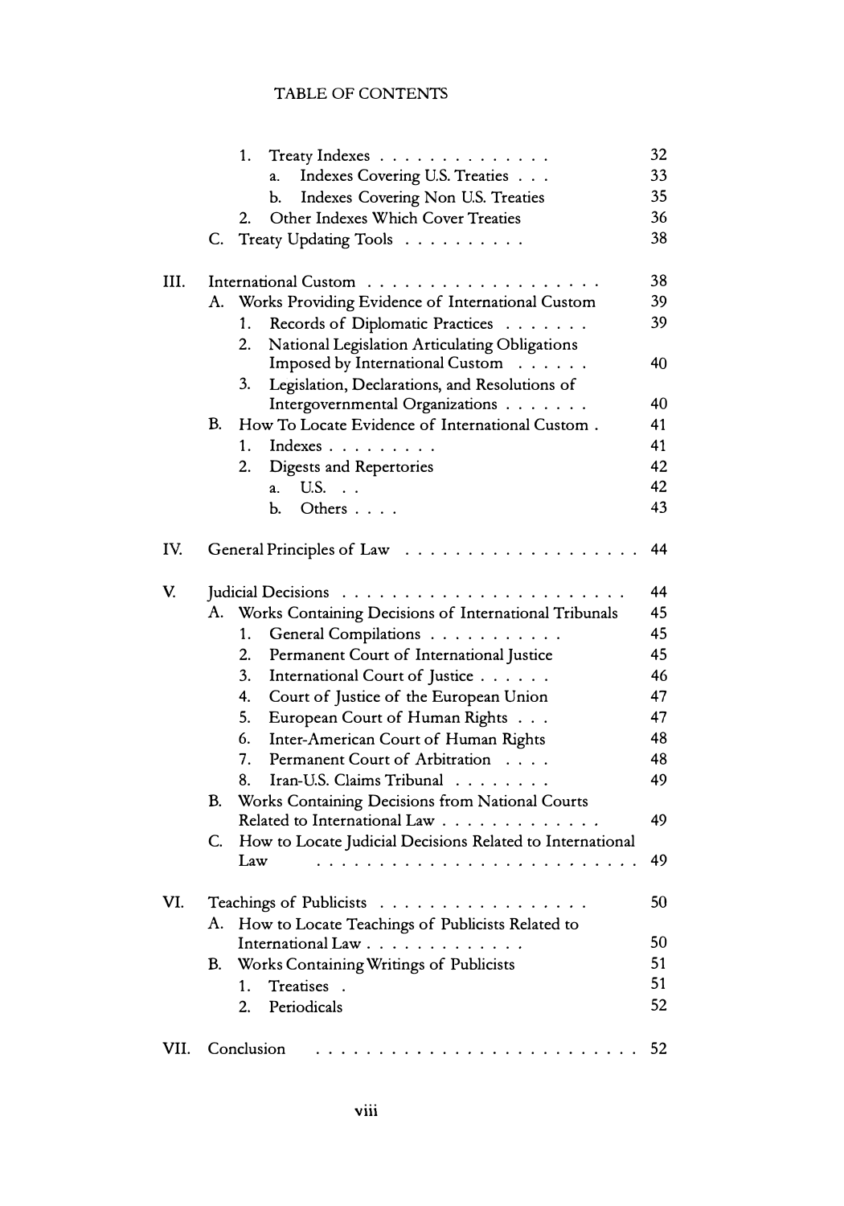TABLE OF CONTENTS

| | | |
|---|---|---|
| | 1. Treaty Indexes | 32 |
| | a. Indexes Covering U.S. Treaties | 33 |
| | b. Indexes Covering Non U.S. Treaties | 35 |
| | 2. Other Indexes Which Cover Treaties | 36 |
| | C. Treaty Updating Tools | 38 |
| III. | International Custom | 38 |
| | A. Works Providing Evidence of International Custom | 39 |
| | 1. Records of Diplomatic Practices | 39 |
| | 2. National Legislation Articulating Obligations Imposed by International Custom | 40 |
| | 3. Legislation, Declarations, and Resolutions of Intergovernmental Organizations | 40 |
| | B. How To Locate Evidence of International Custom | 41 |
| | 1. Indexes | 41 |
| | 2. Digests and Repertories | 42 |
| | a. U.S. | 42 |
| | b. Others | 43 |
| IV. | General Principles of Law | 44 |
| V. | Judicial Decisions | 44 |
| | A. Works Containing Decisions of International Tribunals | 45 |
| | 1. General Compilations | 45 |
| | 2. Permanent Court of International Justice | 45 |
| | 3. International Court of Justice | 46 |
| | 4. Court of Justice of the European Union | 47 |
| | 5. European Court of Human Rights | 47 |
| | 6. Inter-American Court of Human Rights | 48 |
| | 7. Permanent Court of Arbitration | 48 |
| | 8. Iran-U.S. Claims Tribunal | 49 |
| | B. Works Containing Decisions from National Courts Related to International Law | 49 |
| | C. How to Locate Judicial Decisions Related to International Law | 49 |
| VI. | Teachings of Publicists | 50 |
| | A. How to Locate Teachings of Publicists Related to International Law | 50 |
| | B. Works Containing Writings of Publicists | 51 |
| | 1. Treatises | 51 |
| | 2. Periodicals | 52 |
| VII. | Conclusion | 52 |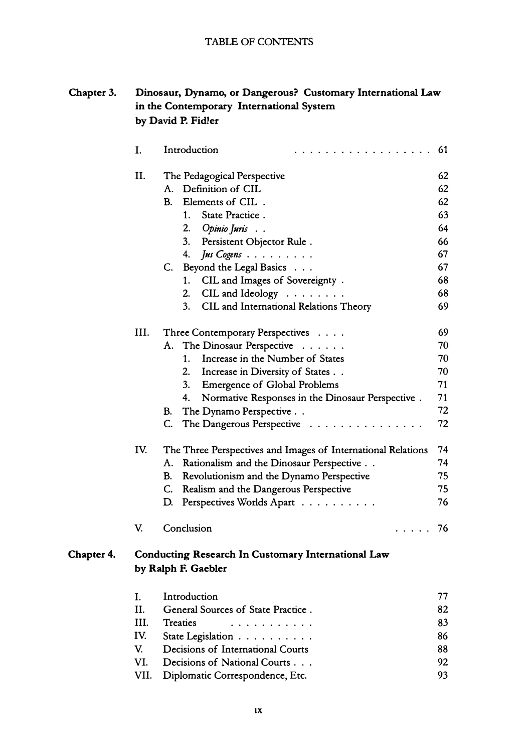TABLE OF CONTENTS

**Chapter 3. Dinosaur, Dynamo, or Dangerous? Customary International Law in the Contemporary International System**
**by David P. Fidler**

| | | |
|---|---|---|
| I. | Introduction | 61 |
| II. | The Pedagogical Perspective | 62 |
| | A. Definition of CIL | 62 |
| | B. Elements of CIL | 62 |
| | 1. State Practice | 63 |
| | 2. *Opinio Juris* | 64 |
| | 3. Persistent Objector Rule | 66 |
| | 4. *Jus Cogens* | 67 |
| | C. Beyond the Legal Basics | 67 |
| | 1. CIL and Images of Sovereignty | 68 |
| | 2. CIL and Ideology | 68 |
| | 3. CIL and International Relations Theory | 69 |
| III. | Three Contemporary Perspectives | 69 |
| | A. The Dinosaur Perspective | 70 |
| | 1. Increase in the Number of States | 70 |
| | 2. Increase in Diversity of States | 70 |
| | 3. Emergence of Global Problems | 71 |
| | 4. Normative Responses in the Dinosaur Perspective | 71 |
| | B. The Dynamo Perspective | 72 |
| | C. The Dangerous Perspective | 72 |
| IV. | The Three Perspectives and Images of International Relations | 74 |
| | A. Rationalism and the Dinosaur Perspective | 74 |
| | B. Revolutionism and the Dynamo Perspective | 75 |
| | C. Realism and the Dangerous Perspective | 75 |
| | D. Perspectives Worlds Apart | 76 |
| V. | Conclusion | 76 |

**Chapter 4. Conducting Research In Customary International Law**
**by Ralph F. Gaebler**

| | | |
|---|---|---|
| I. | Introduction | 77 |
| II. | General Sources of State Practice | 82 |
| III. | Treaties | 83 |
| IV. | State Legislation | 86 |
| V. | Decisions of International Courts | 88 |
| VI. | Decisions of National Courts | 92 |
| VII. | Diplomatic Correspondence, Etc. | 93 |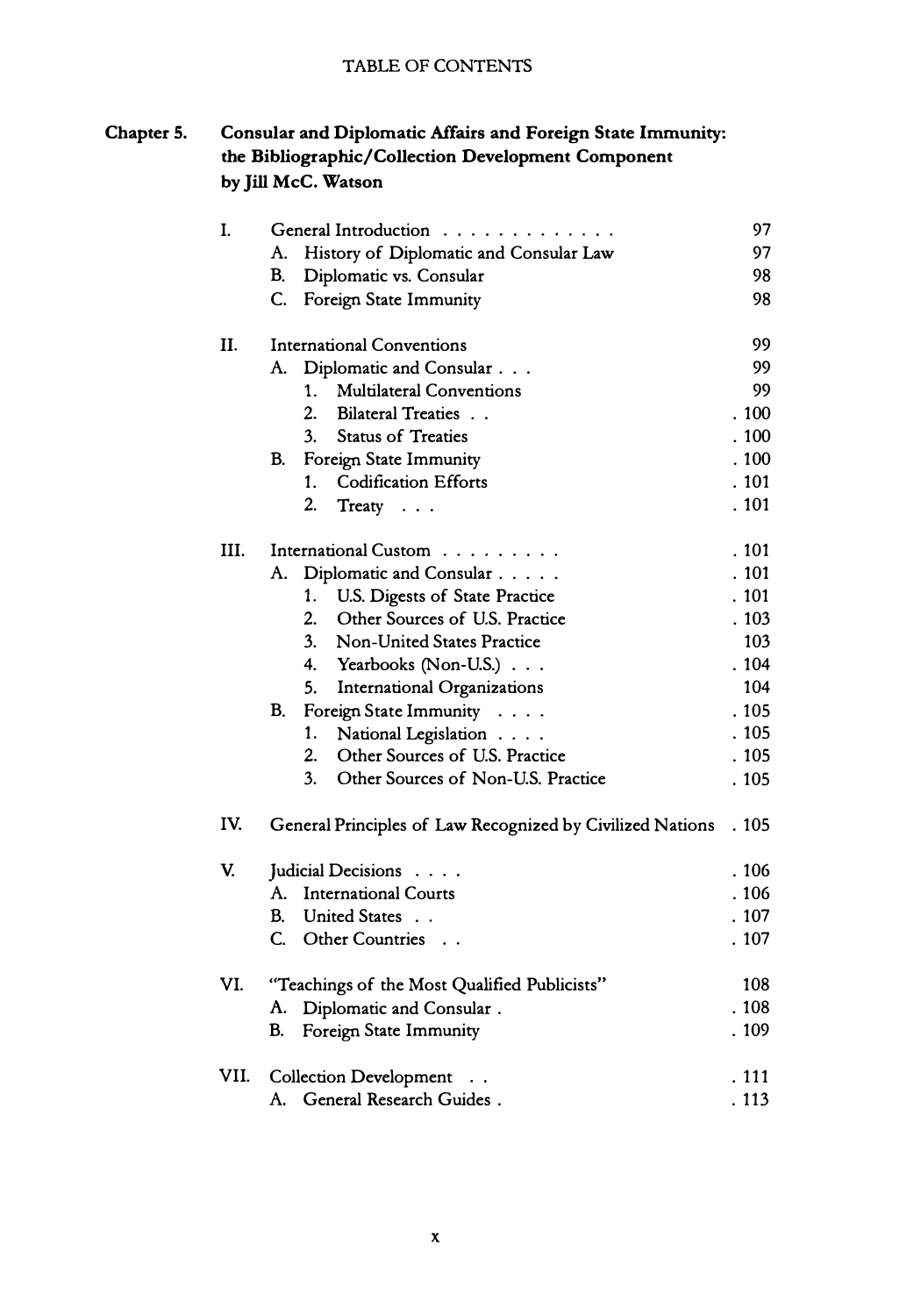TABLE OF CONTENTS

## Chapter 5. Consular and Diplomatic Affairs and Foreign State Immunity: the Bibliographic/Collection Development Component by Jill McC. Watson

| | | |
|---|---|---|
| I. | General Introduction . . . . . . . . . . . . . | 97 |
| | A. History of Diplomatic and Consular Law | 97 |
| | B. Diplomatic vs. Consular | 98 |
| | C. Foreign State Immunity | 98 |
| II. | International Conventions | 99 |
| | A. Diplomatic and Consular . . . | 99 |
| | 1. Multilateral Conventions | 99 |
| | 2. Bilateral Treaties . . | . 100 |
| | 3. Status of Treaties | . 100 |
| | B. Foreign State Immunity | . 100 |
| | 1. Codification Efforts | . 101 |
| | 2. Treaty . . . | . 101 |
| III. | International Custom . . . . . . . . . | . 101 |
| | A. Diplomatic and Consular . . . . . | . 101 |
| | 1. U.S. Digests of State Practice | . 101 |
| | 2. Other Sources of U.S. Practice | . 103 |
| | 3. Non-United States Practice | 103 |
| | 4. Yearbooks (Non-U.S.) . . . | . 104 |
| | 5. International Organizations | 104 |
| | B. Foreign State Immunity . . . . | . 105 |
| | 1. National Legislation . . . . | . 105 |
| | 2. Other Sources of U.S. Practice | . 105 |
| | 3. Other Sources of Non-U.S. Practice | . 105 |
| IV. | General Principles of Law Recognized by Civilized Nations | . 105 |
| V. | Judicial Decisions . . . . | . 106 |
| | A. International Courts | . 106 |
| | B. United States . . | . 107 |
| | C. Other Countries . . | . 107 |
| VI. | "Teachings of the Most Qualified Publicists" | 108 |
| | A. Diplomatic and Consular . | . 108 |
| | B. Foreign State Immunity | . 109 |
| VII. | Collection Development . . | . 111 |
| | A. General Research Guides . | . 113 |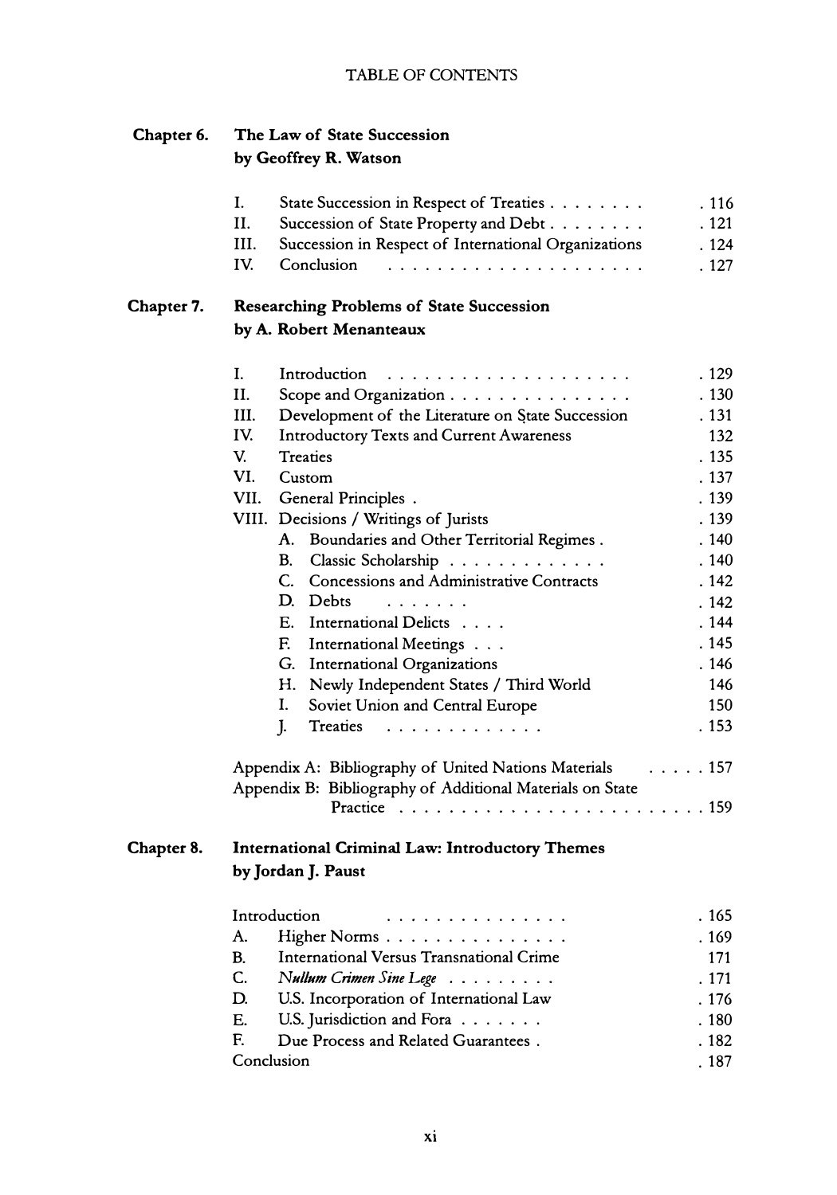TABLE OF CONTENTS

**Chapter 6. The Law of State Succession**
**by Geoffrey R. Watson**

| | | |
|---|---|---|
| I. | State Succession in Respect of Treaties | 116 |
| II. | Succession of State Property and Debt | 121 |
| III. | Succession in Respect of International Organizations | 124 |
| IV. | Conclusion | 127 |

**Chapter 7. Researching Problems of State Succession**
**by A. Robert Menanteaux**

| | | |
|---|---|---|
| I. | Introduction | 129 |
| II. | Scope and Organization | 130 |
| III. | Development of the Literature on State Succession | 131 |
| IV. | Introductory Texts and Current Awareness | 132 |
| V. | Treaties | 135 |
| VI. | Custom | 137 |
| VII. | General Principles | 139 |
| VIII. | Decisions / Writings of Jurists | 139 |
| | A. Boundaries and Other Territorial Regimes | 140 |
| | B. Classic Scholarship | 140 |
| | C. Concessions and Administrative Contracts | 142 |
| | D. Debts | 142 |
| | E. International Delicts | 144 |
| | F. International Meetings | 145 |
| | G. International Organizations | 146 |
| | H. Newly Independent States / Third World | 146 |
| | I. Soviet Union and Central Europe | 150 |
| | J. Treaties | 153 |

Appendix A: Bibliography of United Nations Materials ..... 157
Appendix B: Bibliography of Additional Materials on State Practice ..... 159

**Chapter 8. International Criminal Law: Introductory Themes**
**by Jordan J. Paust**

| | | |
|---|---|---|
| Introduction | | 165 |
| A. | Higher Norms | 169 |
| B. | International Versus Transnational Crime | 171 |
| C. | *Nullum Crimen Sine Lege* | 171 |
| D. | U.S. Incorporation of International Law | 176 |
| E. | U.S. Jurisdiction and Fora | 180 |
| F. | Due Process and Related Guarantees | 182 |
| Conclusion | | 187 |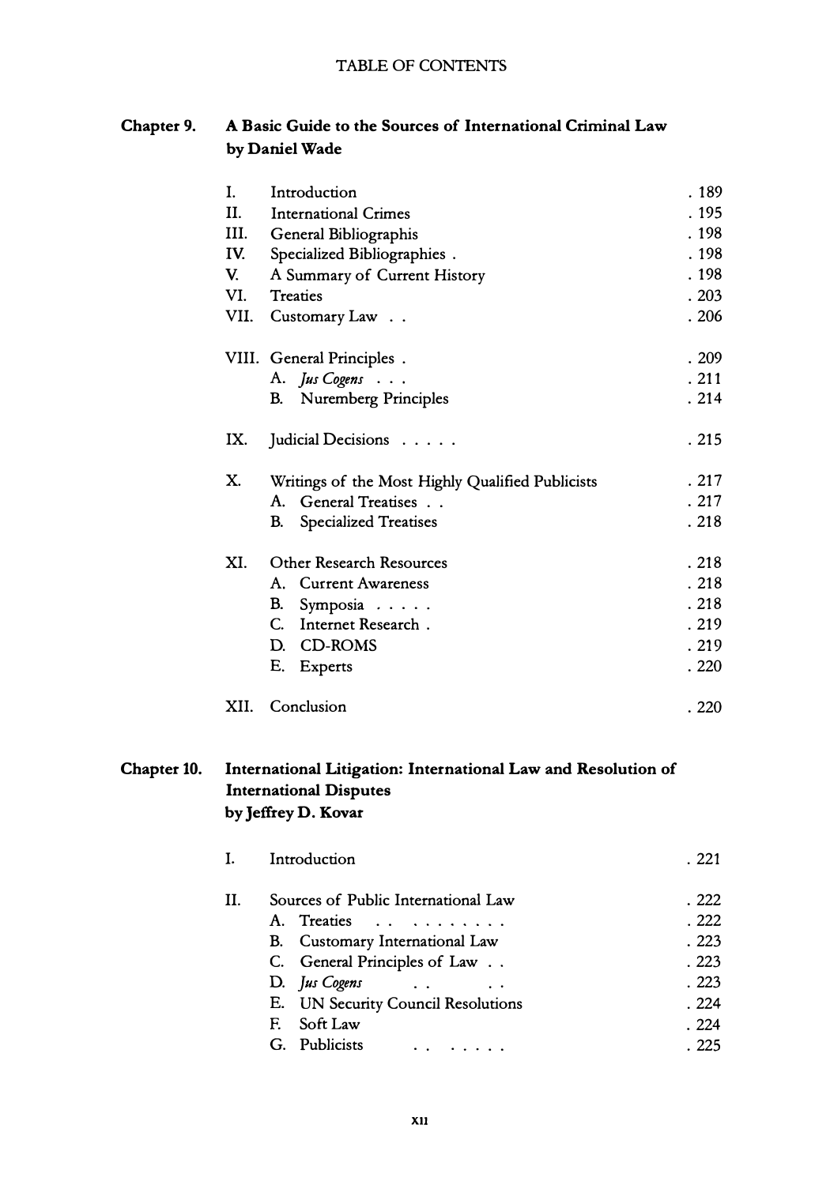TABLE OF CONTENTS

**Chapter 9. A Basic Guide to the Sources of International Criminal Law by Daniel Wade**

| | | |
|---|---|---|
| I. | Introduction | . 189 |
| II. | International Crimes | . 195 |
| III. | General Bibliographis | . 198 |
| IV. | Specialized Bibliographies . | . 198 |
| V. | A Summary of Current History | . 198 |
| VI. | Treaties | . 203 |
| VII. | Customary Law . . | . 206 |
| VIII. | General Principles . | . 209 |
| | A. *Jus Cogens* . . . | . 211 |
| | B. Nuremberg Principles | . 214 |
| IX. | Judicial Decisions . . . . . | . 215 |
| X. | Writings of the Most Highly Qualified Publicists | . 217 |
| | A. General Treatises . . | . 217 |
| | B. Specialized Treatises | . 218 |
| XI. | Other Research Resources | . 218 |
| | A. Current Awareness | . 218 |
| | B. Symposia . . . . . | . 218 |
| | C. Internet Research . | . 219 |
| | D. CD-ROMS | . 219 |
| | E. Experts | . 220 |
| XII. | Conclusion | . 220 |

**Chapter 10. International Litigation: International Law and Resolution of International Disputes by Jeffrey D. Kovar**

| | | |
|---|---|---|
| I. | Introduction | . 221 |
| II. | Sources of Public International Law | . 222 |
| | A. Treaties . . . . . . . . . . | . 222 |
| | B. Customary International Law | . 223 |
| | C. General Principles of Law . . | . 223 |
| | D. *Jus Cogens* . . . . | . 223 |
| | E. UN Security Council Resolutions | . 224 |
| | F. Soft Law | . 224 |
| | G. Publicists . . . . . . . | . 225 |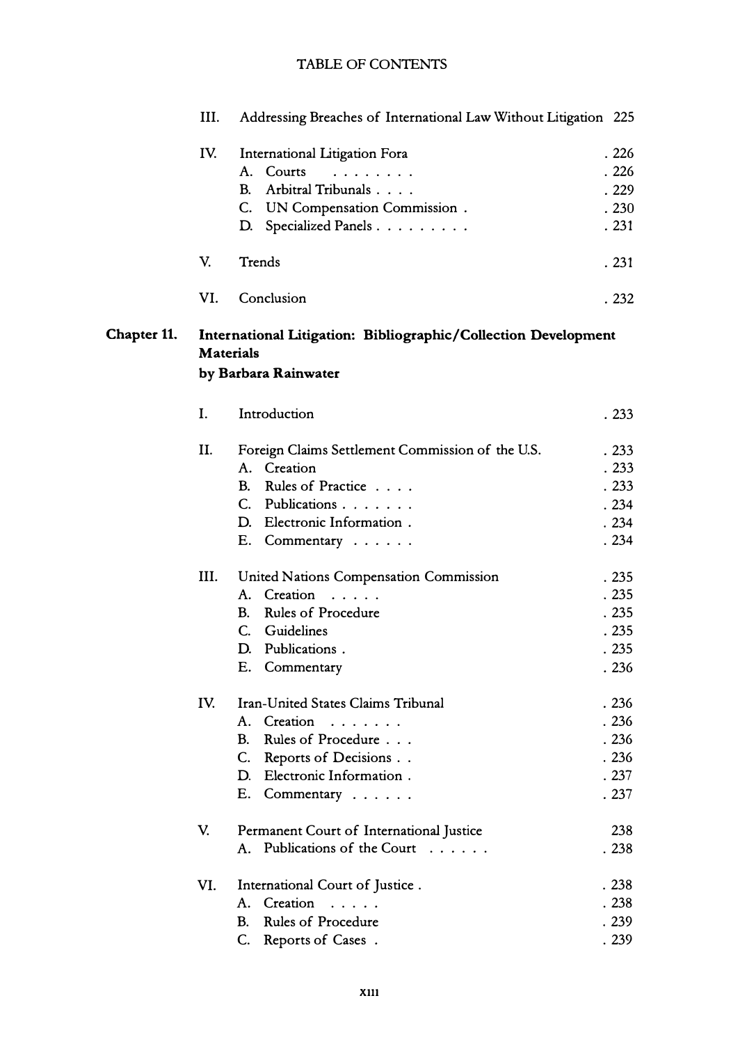TABLE OF CONTENTS

III. Addressing Breaches of International Law Without Litigation 225

IV. International Litigation Fora . 226
- A. Courts . 226
- B. Arbitral Tribunals . 229
- C. UN Compensation Commission . 230
- D. Specialized Panels . 231

V. Trends . 231

VI. Conclusion . 232

**Chapter 11. International Litigation: Bibliographic/Collection Development Materials**
**by Barbara Rainwater**

I. Introduction . 233

II. Foreign Claims Settlement Commission of the U.S. . 233
- A. Creation . 233
- B. Rules of Practice . 233
- C. Publications . 234
- D. Electronic Information . 234
- E. Commentary . 234

III. United Nations Compensation Commission . 235
- A. Creation . 235
- B. Rules of Procedure . 235
- C. Guidelines . 235
- D. Publications . 235
- E. Commentary . 236

IV. Iran-United States Claims Tribunal . 236
- A. Creation . 236
- B. Rules of Procedure . 236
- C. Reports of Decisions . 236
- D. Electronic Information . 237
- E. Commentary . 237

V. Permanent Court of International Justice 238
- A. Publications of the Court . 238

VI. International Court of Justice . 238
- A. Creation . 238
- B. Rules of Procedure . 239
- C. Reports of Cases . 239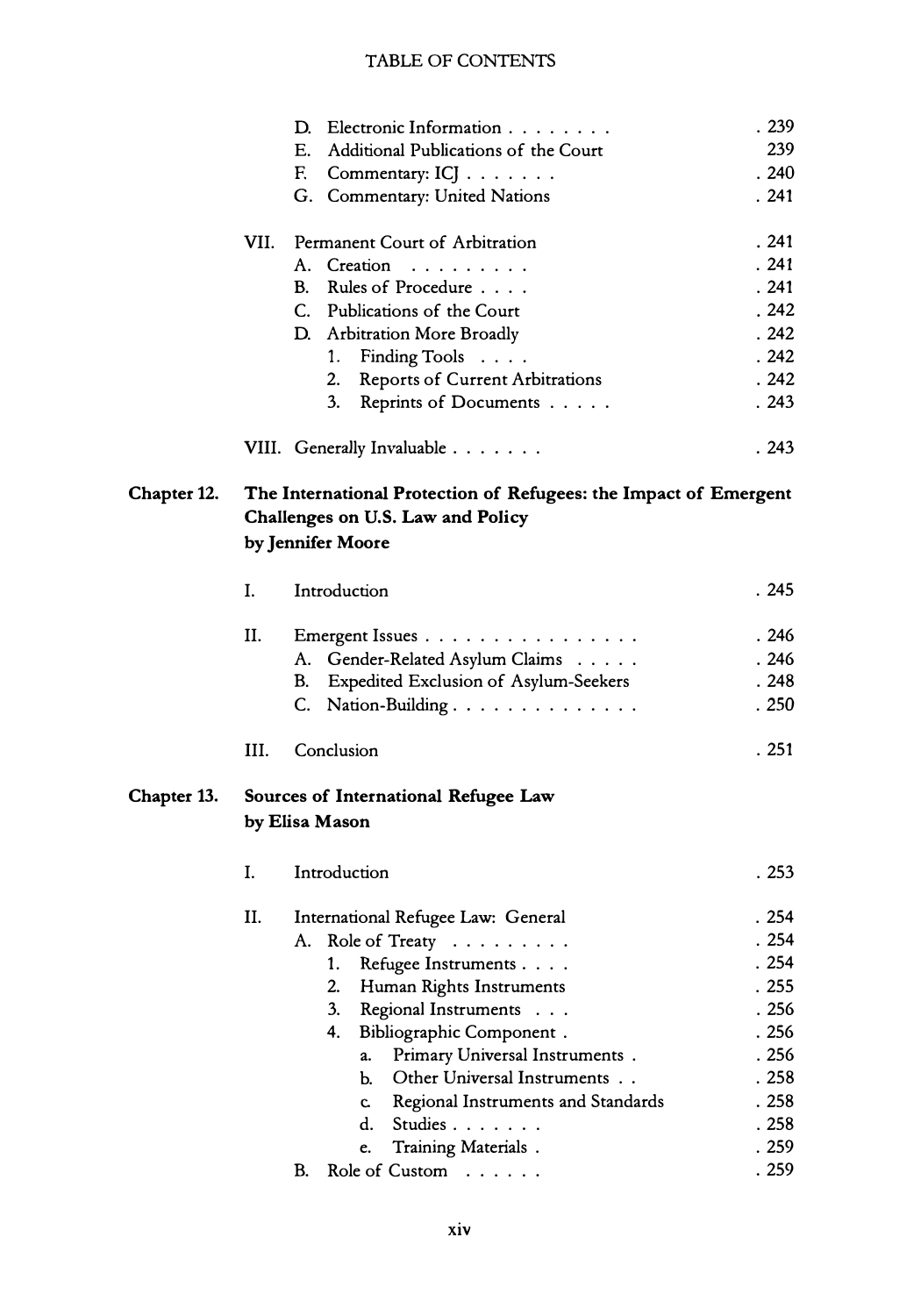D. Electronic Information . . . . . . . . 239
E. Additional Publications of the Court 239
F. Commentary: ICJ . . . . . . . 240
G. Commentary: United Nations . 241

VII. Permanent Court of Arbitration . 241
- A. Creation . . . . . . . . . 241
- B. Rules of Procedure . . . . 241
- C. Publications of the Court . 242
- D. Arbitration More Broadly . 242
  1. Finding Tools . . . . 242
  2. Reports of Current Arbitrations . 242
  3. Reprints of Documents . . . . . 243

VIII. Generally Invaluable . . . . . . . 243

**Chapter 12. The International Protection of Refugees: the Impact of Emergent Challenges on U.S. Law and Policy**
**by Jennifer Moore**

I. Introduction . 245

II. Emergent Issues . . . . . . . . . . . . . . . . 246
- A. Gender-Related Asylum Claims . . . . . 246
- B. Expedited Exclusion of Asylum-Seekers . 248
- C. Nation-Building . . . . . . . . . . . . . 250

III. Conclusion . 251

**Chapter 13. Sources of International Refugee Law**
**by Elisa Mason**

I. Introduction . 253

II. International Refugee Law: General . 254
- A. Role of Treaty . . . . . . . . . 254
  1. Refugee Instruments . . . . 254
  2. Human Rights Instruments . 255
  3. Regional Instruments . . . 256
  4. Bibliographic Component . 256
     a. Primary Universal Instruments . 256
     b. Other Universal Instruments . . 258
     c. Regional Instruments and Standards . 258
     d. Studies . . . . . . . 258
     e. Training Materials . 259
- B. Role of Custom . . . . . . 259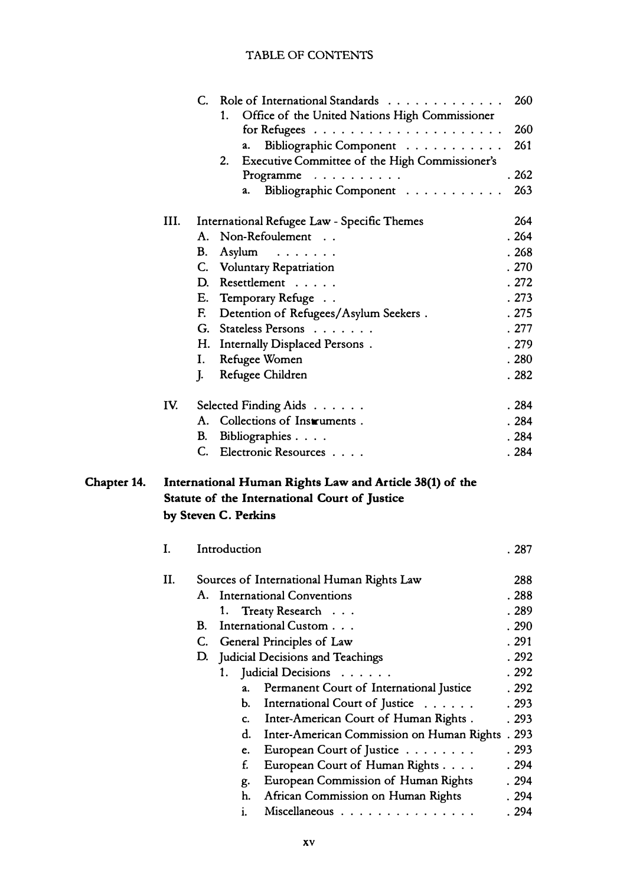C. Role of International Standards . . . . . . . . . . . . . 260

1. Office of the United Nations High Commissioner for Refugees . . . . . . . . . . . . . . . . . . . . . 260
   - a. Bibliographic Component . . . . . . . . . . . 261
2. Executive Committee of the High Commissioner's Programme . . . . . . . . . . 262
   - a. Bibliographic Component . . . . . . . . . . . 263

III. International Refugee Law - Specific Themes 264

- A. Non-Refoulement . . . 264
- B. Asylum . . . . . . . 268
- C. Voluntary Repatriation . 270
- D. Resettlement . . . . . 272
- E. Temporary Refuge . . 273
- F. Detention of Refugees/Asylum Seekers . 275
- G. Stateless Persons . . . . . . . 277
- H. Internally Displaced Persons . 279
- I. Refugee Women . 280
- J. Refugee Children . 282

IV. Selected Finding Aids . . . . . . 284

- A. Collections of Instruments . 284
- B. Bibliographies . . . . 284
- C. Electronic Resources . . . . 284

**Chapter 14. International Human Rights Law and Article 38(1) of the Statute of the International Court of Justice**
**by Steven C. Perkins**

I. Introduction . 287

II. Sources of International Human Rights Law 288

- A. International Conventions . 288
  1. Treaty Research . . . 289
- B. International Custom . . . 290
- C. General Principles of Law . 291
- D. Judicial Decisions and Teachings . 292
  1. Judicial Decisions . . . . . . 292
     - a. Permanent Court of International Justice . 292
     - b. International Court of Justice . . . . . . 293
     - c. Inter-American Court of Human Rights . 293
     - d. Inter-American Commission on Human Rights . 293
     - e. European Court of Justice . . . . . . . . 293
     - f. European Court of Human Rights . . . . 294
     - g. European Commission of Human Rights . 294
     - h. African Commission on Human Rights . 294
     - i. Miscellaneous . . . . . . . . . . . . . . . 294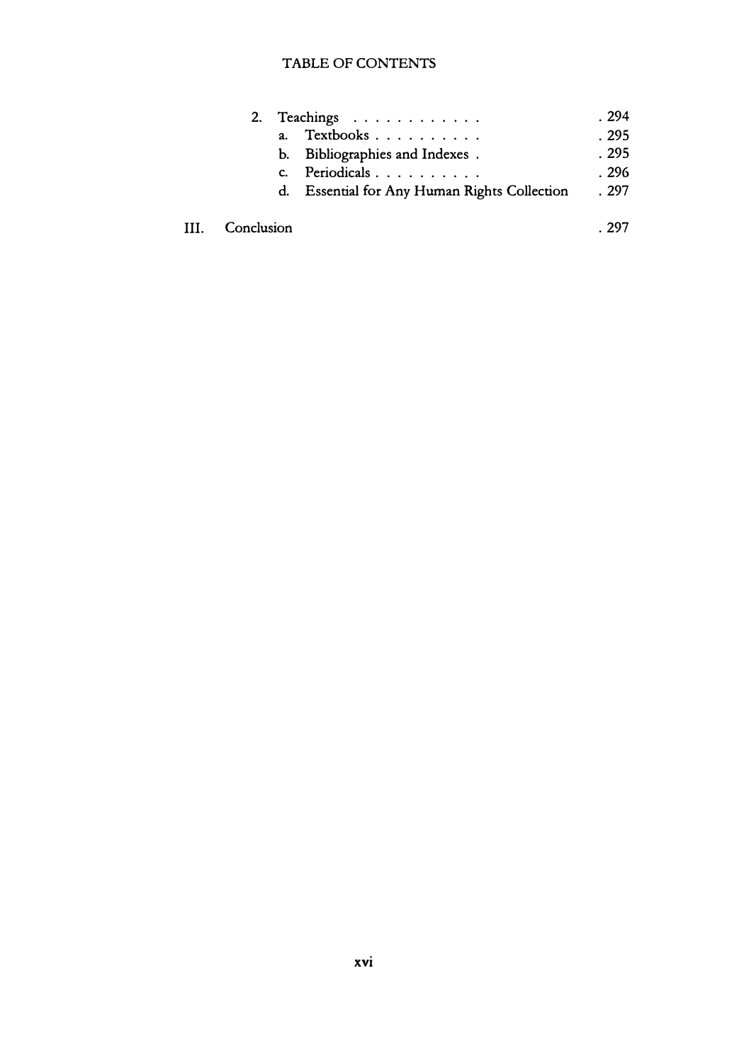2. Teachings . . . . . . . . . . . . . 294
   a. Textbooks . . . . . . . . . . . 295
   b. Bibliographies and Indexes . 295
   c. Periodicals . . . . . . . . . . . 296
   d. Essential for Any Human Rights Collection . 297

III. Conclusion . 297